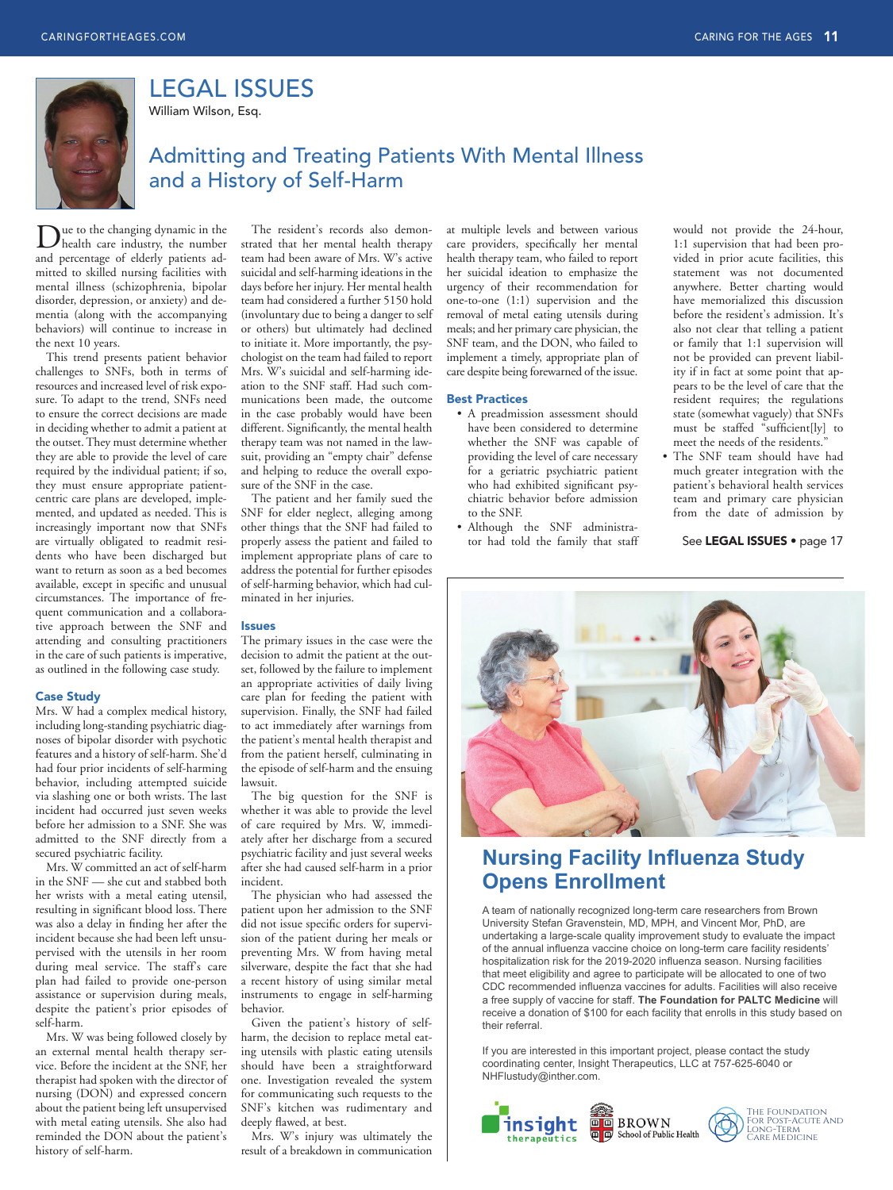# LEGAL ISSUES

William Wilson, Esq.

## Admitting and Treating Patients With Mental Illness and a History of Self-Harm

Due to the changing dynamic in the health care industry, the number and percentage of elderly patients admitted to skilled nursing facilities with mental illness (schizophrenia, bipolar disorder, depression, or anxiety) and dementia (along with the accompanying behaviors) will continue to increase in the next 10 years.

This trend presents patient behavior challenges to SNFs, both in terms of resources and increased level of risk exposure. To adapt to the trend, SNFs need to ensure the correct decisions are made in deciding whether to admit a patient at the outset. They must determine whether they are able to provide the level of care required by the individual patient; if so, they must ensure appropriate patient-centric care plans are developed, implemented, and updated as needed. This is increasingly important now that SNFs are virtually obligated to readmit residents who have been discharged but want to return as soon as a bed becomes available, except in specific and unusual circumstances. The importance of frequent communication and a collaborative approach between the SNF and attending and consulting practitioners in the care of such patients is imperative, as outlined in the following case study.

### Case Study

Mrs. W had a complex medical history, including long-standing psychiatric diagnoses of bipolar disorder with psychotic features and a history of self-harm. She'd had four prior incidents of self-harming behavior, including attempted suicide via slashing one or both wrists. The last incident had occurred just seven weeks before her admission to a SNF. She was admitted to the SNF directly from a secured psychiatric facility.

Mrs. W committed an act of self-harm in the SNF — she cut and stabbed both her wrists with a metal eating utensil, resulting in significant blood loss. There was also a delay in finding her after the incident because she had been left unsupervised with the utensils in her room during meal service. The staff's care plan had failed to provide one-person assistance or supervision during meals, despite the patient's prior episodes of self-harm.

Mrs. W was being followed closely by an external mental health therapy service. Before the incident at the SNF, her therapist had spoken with the director of nursing (DON) and expressed concern about the patient being left unsupervised with metal eating utensils. She also had reminded the DON about the patient's history of self-harm.

The resident's records also demonstrated that her mental health therapy team had been aware of Mrs. W's active suicidal and self-harming ideations in the days before her injury. Her mental health team had considered a further 5150 hold (involuntary due to being a danger to self or others) but ultimately had declined to initiate it. More importantly, the psychologist on the team had failed to report Mrs. W's suicidal and self-harming ideation to the SNF staff. Had such communications been made, the outcome in the case probably would have been different. Significantly, the mental health therapy team was not named in the lawsuit, providing an "empty chair" defense and helping to reduce the overall exposure of the SNF in the case.

The patient and her family sued the SNF for elder neglect, alleging among other things that the SNF had failed to properly assess the patient and failed to implement appropriate plans of care to address the potential for further episodes of self-harming behavior, which had culminated in her injuries.

### Issues

The primary issues in the case were the decision to admit the patient at the outset, followed by the failure to implement an appropriate activities of daily living care plan for feeding the patient with supervision. Finally, the SNF had failed to act immediately after warnings from the patient's mental health therapist and from the patient herself, culminating in the episode of self-harm and the ensuing lawsuit.

The big question for the SNF is whether it was able to provide the level of care required by Mrs. W, immediately after her discharge from a secured psychiatric facility and just several weeks after she had caused self-harm in a prior incident.

The physician who had assessed the patient upon her admission to the SNF did not issue specific orders for supervision of the patient during her meals or preventing Mrs. W from having metal silverware, despite the fact that she had a recent history of using similar metal instruments to engage in self-harming behavior.

Given the patient's history of self-harm, the decision to replace metal eating utensils with plastic eating utensils should have been a straightforward one. Investigation revealed the system for communicating such requests to the SNF's kitchen was rudimentary and deeply flawed, at best.

Mrs. W's injury was ultimately the result of a breakdown in communication at multiple levels and between various care providers, specifically her mental health therapy team, who failed to report her suicidal ideation to emphasize the urgency of their recommendation for one-to-one (1:1) supervision and the removal of metal eating utensils during meals; and her primary care physician, the SNF team, and the DON, who failed to implement a timely, appropriate plan of care despite being forewarned of the issue.

### Best Practices

- A preadmission assessment should have been considered to determine whether the SNF was capable of providing the level of care necessary for a geriatric psychiatric patient who had exhibited significant psychiatric behavior before admission to the SNF.
- Although the SNF administrator had told the family that staff would not provide the 24-hour, 1:1 supervision that had been provided in prior acute facilities, this statement was not documented anywhere. Better charting would have memorialized this discussion before the resident's admission. It's also not clear that telling a patient or family that 1:1 supervision will not be provided can prevent liability if in fact at some point that appears to be the level of care that the resident requires; the regulations state (somewhat vaguely) that SNFs must be staffed "sufficient[ly] to meet the needs of the residents."
- The SNF team should have had much greater integration with the patient's behavioral health services team and primary care physician from the date of admission by

See **LEGAL ISSUES** • page 17

## Nursing Facility Influenza Study Opens Enrollment

A team of nationally recognized long-term care researchers from Brown University Stefan Gravenstein, MD, MPH, and Vincent Mor, PhD, are undertaking a large-scale quality improvement study to evaluate the impact of the annual influenza vaccine choice on long-term care facility residents' hospitalization risk for the 2019-2020 influenza season. Nursing facilities that meet eligibility and agree to participate will be allocated to one of two CDC recommended influenza vaccines for adults. Facilities will also receive a free supply of vaccine for staff. **The Foundation for PALTC Medicine** will receive a donation of $100 for each facility that enrolls in this study based on their referral.

If you are interested in this important project, please contact the study coordinating center, Insight Therapeutics, LLC at 757-625-6040 or NHFlustudy@inther.com.

insight therapeutics | BROWN School of Public Health | The Foundation for Post-Acute and Long-Term Care Medicine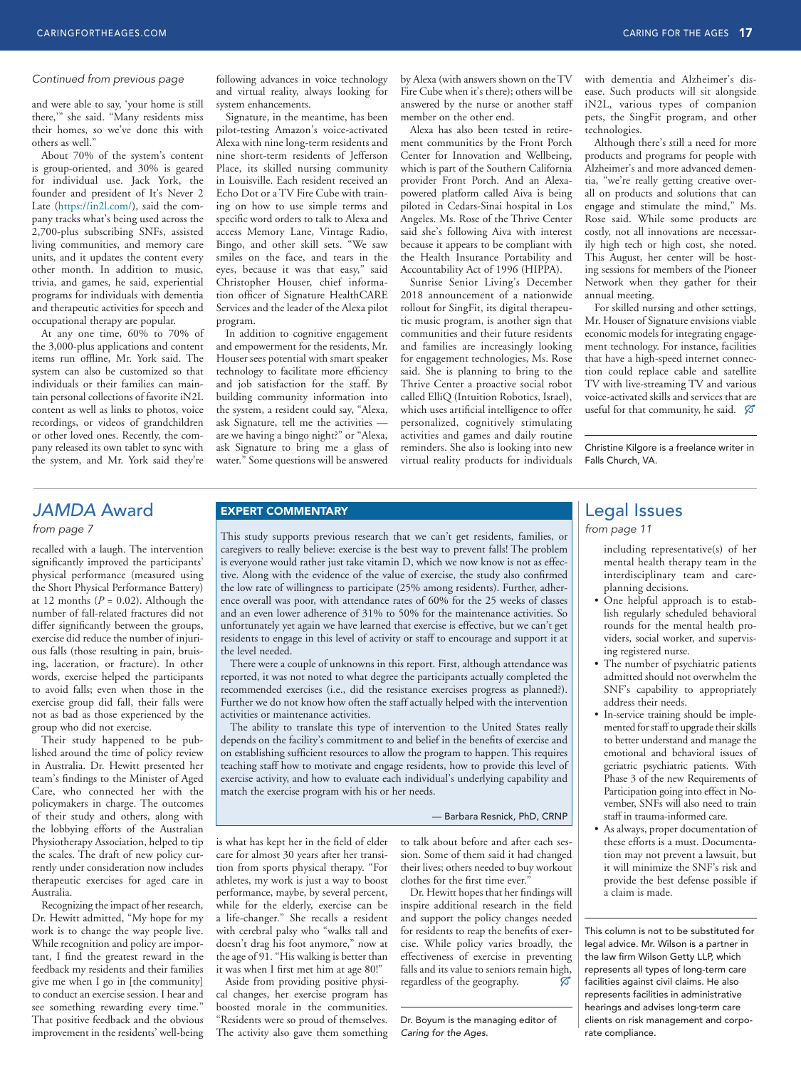*Continued from previous page*

and were able to say, 'your home is still there,'" she said. "Many residents miss their homes, so we've done this with others as well."

About 70% of the system's content is group-oriented, and 30% is geared for individual use. Jack York, the founder and president of It's Never 2 Late (https://in2l.com/), said the company tracks what's being used across the 2,700-plus subscribing SNFs, assisted living communities, and memory care units, and it updates the content every other month. In addition to music, trivia, and games, he said, experiential programs for individuals with dementia and therapeutic activities for speech and occupational therapy are popular.

At any one time, 60% to 70% of the 3,000-plus applications and content items run offline, Mr. York said. The system can also be customized so that individuals or their families can maintain personal collections of favorite iN2L content as well as links to photos, voice recordings, or videos of grandchildren or other loved ones. Recently, the company released its own tablet to sync with the system, and Mr. York said they're following advances in voice technology and virtual reality, always looking for system enhancements.

Signature, in the meantime, has been pilot-testing Amazon's voice-activated Alexa with nine long-term residents and nine short-term residents of Jefferson Place, its skilled nursing community in Louisville. Each resident received an Echo Dot or a TV Fire Cube with training on how to use simple terms and specific word orders to talk to Alexa and access Memory Lane, Vintage Radio, Bingo, and other skill sets. "We saw smiles on the face, and tears in the eyes, because it was that easy," said Christopher Houser, chief information officer of Signature HealthCARE Services and the leader of the Alexa pilot program.

In addition to cognitive engagement and empowerment for the residents, Mr. Houser sees potential with smart speaker technology to facilitate more efficiency and job satisfaction for the staff. By building community information into the system, a resident could say, "Alexa, ask Signature, tell me the activities — are we having a bingo night?" or "Alexa, ask Signature to bring me a glass of water." Some questions will be answered by Alexa (with answers shown on the TV Fire Cube when it's there); others will be answered by the nurse or another staff member on the other end.

Alexa has also been tested in retirement communities by the Front Porch Center for Innovation and Wellbeing, which is part of the Southern California provider Front Porch. And an Alexa-powered platform called Aiva is being piloted in Cedars-Sinai hospital in Los Angeles. Ms. Rose of the Thrive Center said she's following Aiva with interest because it appears to be compliant with the Health Insurance Portability and Accountability Act of 1996 (HIPPA).

Sunrise Senior Living's December 2018 announcement of a nationwide rollout for SingFit, its digital therapeutic music program, is another sign that communities and their future residents and families are increasingly looking for engagement technologies, Ms. Rose said. She is planning to bring to the Thrive Center a proactive social robot called ElliQ (Intuition Robotics, Israel), which uses artificial intelligence to offer personalized, cognitively stimulating activities and games and daily routine reminders. She also is looking into new virtual reality products for individuals with dementia and Alzheimer's disease. Such products will sit alongside iN2L, various types of companion pets, the SingFit program, and other technologies.

Although there's still a need for more products and programs for people with Alzheimer's and more advanced dementia, "we're really getting creative overall on products and solutions that can engage and stimulate the mind," Ms. Rose said. While some products are costly, not all innovations are necessarily high tech or high cost, she noted. This August, her center will be hosting sessions for members of the Pioneer Network when they gather for their annual meeting.

For skilled nursing and other settings, Mr. Houser of Signature envisions viable economic models for integrating engagement technology. For instance, facilities that have a high-speed internet connection could replace cable and satellite TV with live-streaming TV and various voice-activated skills and services that are useful for that community, he said.

Christine Kilgore is a freelance writer in Falls Church, VA.

---

## *JAMDA* Award

*from page 7*

recalled with a laugh. The intervention significantly improved the participants' physical performance (measured using the Short Physical Performance Battery) at 12 months ($P = 0.02$). Although the number of fall-related fractures did not differ significantly between the groups, exercise did reduce the number of injurious falls (those resulting in pain, bruising, laceration, or fracture). In other words, exercise helped the participants to avoid falls; even when those in the exercise group did fall, their falls were not as bad as those experienced by the group who did not exercise.

Their study happened to be published around the time of policy review in Australia. Dr. Hewitt presented her team's findings to the Minister of Aged Care, who connected her with the policymakers in charge. The outcomes of their study and others, along with the lobbying efforts of the Australian Physiotherapy Association, helped to tip the scales. The draft of new policy currently under consideration now includes therapeutic exercises for aged care in Australia.

Recognizing the impact of her research, Dr. Hewitt admitted, "My hope for my work is to change the way people live. While recognition and policy are important, I find the greatest reward in the feedback my residents and their families give me when I go in [the community] to conduct an exercise session. I hear and see something rewarding every time." That positive feedback and the obvious improvement in the residents' well-being is what has kept her in the field of elder care for almost 30 years after her transition from sports physical therapy. "For athletes, my work is just a way to boost performance, maybe, by several percent, while for the elderly, exercise can be a life-changer." She recalls a resident with cerebral palsy who "walks tall and doesn't drag his foot anymore," now at the age of 91. "His walking is better than it was when I first met him at age 80!"

Aside from providing positive physical changes, her exercise program has boosted morale in the communities. "Residents were so proud of themselves. The activity also gave them something to talk about before and after each session. Some of them said it had changed their lives; others needed to buy workout clothes for the first time ever."

Dr. Hewitt hopes that her findings will inspire additional research in the field and support the policy changes needed for residents to reap the benefits of exercise. While policy varies broadly, the effectiveness of exercise in preventing falls and its value to seniors remain high, regardless of the geography.

Dr. Boyum is the managing editor of *Caring for the Ages*.

### EXPERT COMMENTARY

This study supports previous research that we can't get residents, families, or caregivers to really believe: exercise is the best way to prevent falls! The problem is everyone would rather just take vitamin D, which we now know is not as effective. Along with the evidence of the value of exercise, the study also confirmed the low rate of willingness to participate (25% among residents). Further, adherence overall was poor, with attendance rates of 60% for the 25 weeks of classes and an even lower adherence of 31% to 50% for the maintenance activities. So unfortunately yet again we have learned that exercise is effective, but we can't get residents to engage in this level of activity or staff to encourage and support it at the level needed.

There were a couple of unknowns in this report. First, although attendance was reported, it was not noted to what degree the participants actually completed the recommended exercises (i.e., did the resistance exercises progress as planned?). Further we do not know how often the staff actually helped with the intervention activities or maintenance activities.

The ability to translate this type of intervention to the United States really depends on the facility's commitment to and belief in the benefits of exercise and on establishing sufficient resources to allow the program to happen. This requires teaching staff how to motivate and engage residents, how to provide this level of exercise activity, and how to evaluate each individual's underlying capability and match the exercise program with his or her needs.

— Barbara Resnick, PhD, CRNP

---

## Legal Issues

*from page 11*

including representative(s) of her mental health therapy team in the interdisciplinary team and care-planning decisions.

- One helpful approach is to establish regularly scheduled behavioral rounds for the mental health providers, social worker, and supervising registered nurse.
- The number of psychiatric patients admitted should not overwhelm the SNF's capability to appropriately address their needs.
- In-service training should be implemented for staff to upgrade their skills to better understand and manage the emotional and behavioral issues of geriatric psychiatric patients. With Phase 3 of the new Requirements of Participation going into effect in November, SNFs will also need to train staff in trauma-informed care.
- As always, proper documentation of these efforts is a must. Documentation may not prevent a lawsuit, but it will minimize the SNF's risk and provide the best defense possible if a claim is made.

This column is not to be substituted for legal advice. Mr. Wilson is a partner in the law firm Wilson Getty LLP, which represents all types of long-term care facilities against civil claims. He also represents facilities in administrative hearings and advises long-term care clients on risk management and corporate compliance.